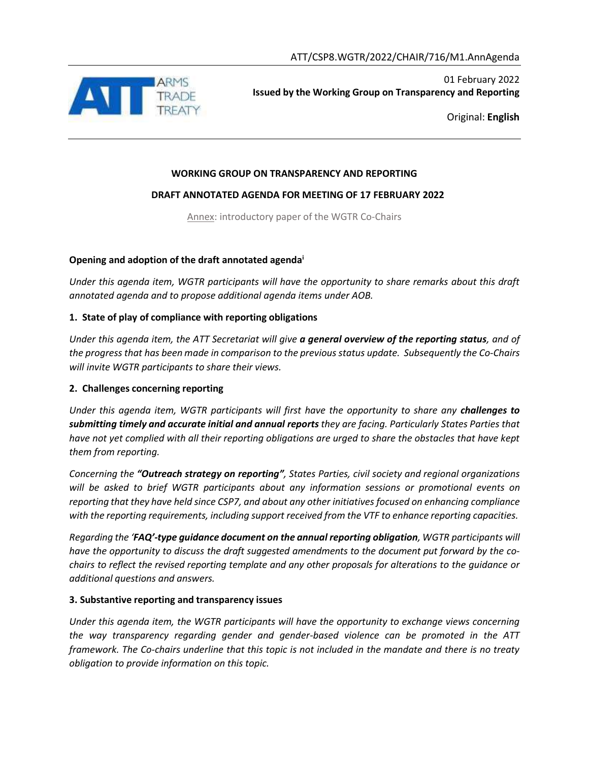ATT/CSP8.WGTR/2022/CHAIR/716/M1.AnnAgenda

01 February 2022
**Issued by the Working Group on Transparency and Reporting**

Original: **English**

**WORKING GROUP ON TRANSPARENCY AND REPORTING**

**DRAFT ANNOTATED AGENDA FOR MEETING OF 17 FEBRUARY 2022**

Annex: introductory paper of the WGTR Co-Chairs

**Opening and adoption of the draft annotated agenda**[i]

*Under this agenda item, WGTR participants will have the opportunity to share remarks about this draft annotated agenda and to propose additional agenda items under AOB.*

**1. State of play of compliance with reporting obligations**

*Under this agenda item, the ATT Secretariat will give* ***a general overview of the reporting status****, and of the progress that has been made in comparison to the previous status update. Subsequently the Co-Chairs will invite WGTR participants to share their views.*

**2. Challenges concerning reporting**

*Under this agenda item, WGTR participants will first have the opportunity to share any* ***challenges to submitting timely and accurate initial and annual reports*** *they are facing. Particularly States Parties that have not yet complied with all their reporting obligations are urged to share the obstacles that have kept them from reporting.*

*Concerning the* ***"Outreach strategy on reporting"****, States Parties, civil society and regional organizations will be asked to brief WGTR participants about any information sessions or promotional events on reporting that they have held since CSP7, and about any other initiatives focused on enhancing compliance with the reporting requirements, including support received from the VTF to enhance reporting capacities.*

*Regarding the* ***'FAQ'-type guidance document on the annual reporting obligation****, WGTR participants will have the opportunity to discuss the draft suggested amendments to the document put forward by the co-chairs to reflect the revised reporting template and any other proposals for alterations to the guidance or additional questions and answers.*

**3. Substantive reporting and transparency issues**

*Under this agenda item, the WGTR participants will have the opportunity to exchange views concerning the way transparency regarding gender and gender-based violence can be promoted in the ATT framework. The Co-chairs underline that this topic is not included in the mandate and there is no treaty obligation to provide information on this topic.*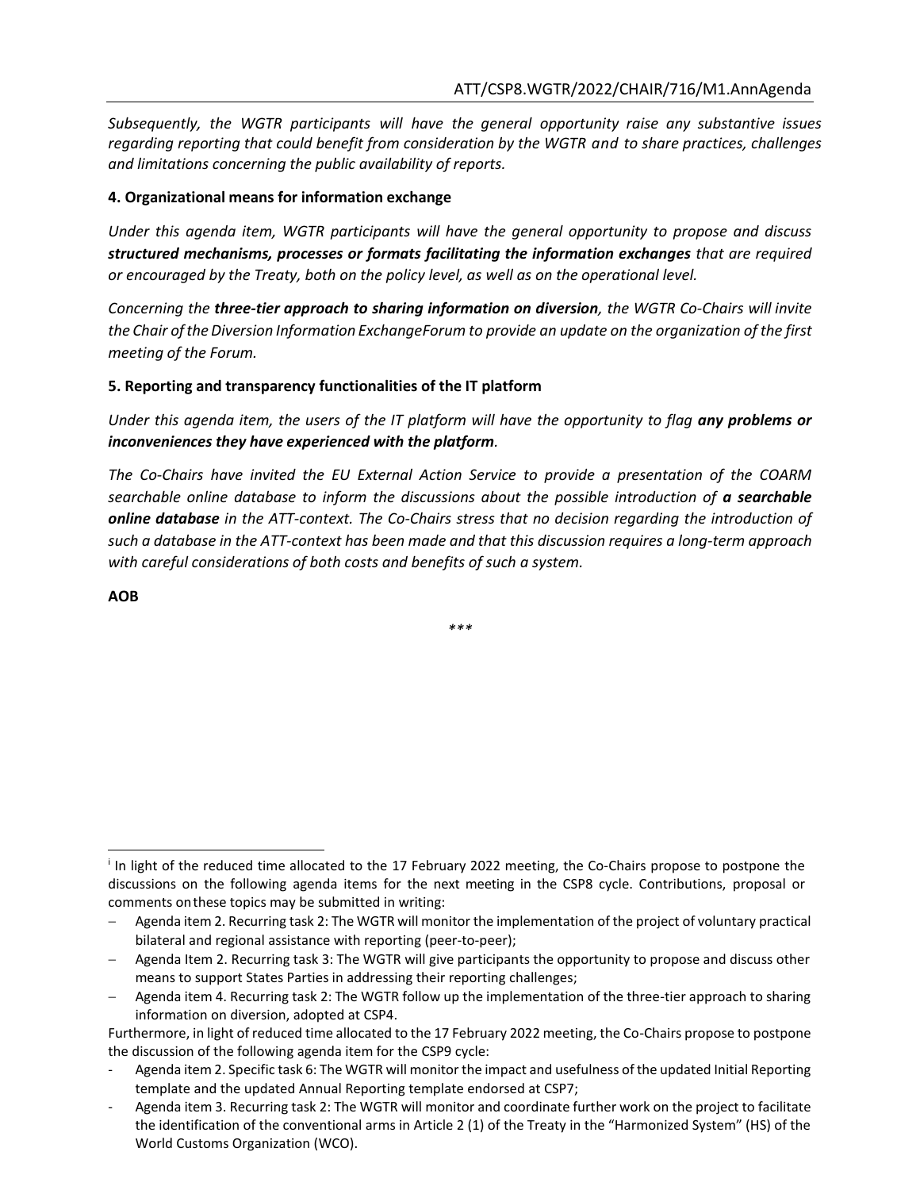*Subsequently, the WGTR participants will have the general opportunity raise any substantive issues regarding reporting that could benefit from consideration by the WGTR and to share practices, challenges and limitations concerning the public availability of reports.*

**4. Organizational means for information exchange**

*Under this agenda item, WGTR participants will have the general opportunity to propose and discuss **structured mechanisms, processes or formats facilitating the information exchanges** that are required or encouraged by the Treaty, both on the policy level, as well as on the operational level.*

*Concerning the **three-tier approach to sharing information on diversion**, the WGTR Co-Chairs will invite the Chair of the Diversion Information ExchangeForum to provide an update on the organization of the first meeting of the Forum.*

**5. Reporting and transparency functionalities of the IT platform**

*Under this agenda item, the users of the IT platform will have the opportunity to flag **any problems or inconveniences they have experienced with the platform**.*

*The Co-Chairs have invited the EU External Action Service to provide a presentation of the COARM searchable online database to inform the discussions about the possible introduction of **a searchable online database** in the ATT-context. The Co-Chairs stress that no decision regarding the introduction of such a database in the ATT-context has been made and that this discussion requires a long-term approach with careful considerations of both costs and benefits of such a system.*

**AOB**

*\*\*\**

---

[i] In light of the reduced time allocated to the 17 February 2022 meeting, the Co-Chairs propose to postpone the discussions on the following agenda items for the next meeting in the CSP8 cycle. Contributions, proposal or comments onthese topics may be submitted in writing:

- Agenda item 2. Recurring task 2: The WGTR will monitor the implementation of the project of voluntary practical bilateral and regional assistance with reporting (peer-to-peer);
- Agenda Item 2. Recurring task 3: The WGTR will give participants the opportunity to propose and discuss other means to support States Parties in addressing their reporting challenges;
- Agenda item 4. Recurring task 2: The WGTR follow up the implementation of the three-tier approach to sharing information on diversion, adopted at CSP4.

Furthermore, in light of reduced time allocated to the 17 February 2022 meeting, the Co-Chairs propose to postpone the discussion of the following agenda item for the CSP9 cycle:

- Agenda item 2. Specific task 6: The WGTR will monitor the impact and usefulness of the updated Initial Reporting template and the updated Annual Reporting template endorsed at CSP7;
- Agenda item 3. Recurring task 2: The WGTR will monitor and coordinate further work on the project to facilitate the identification of the conventional arms in Article 2 (1) of the Treaty in the "Harmonized System" (HS) of the World Customs Organization (WCO).